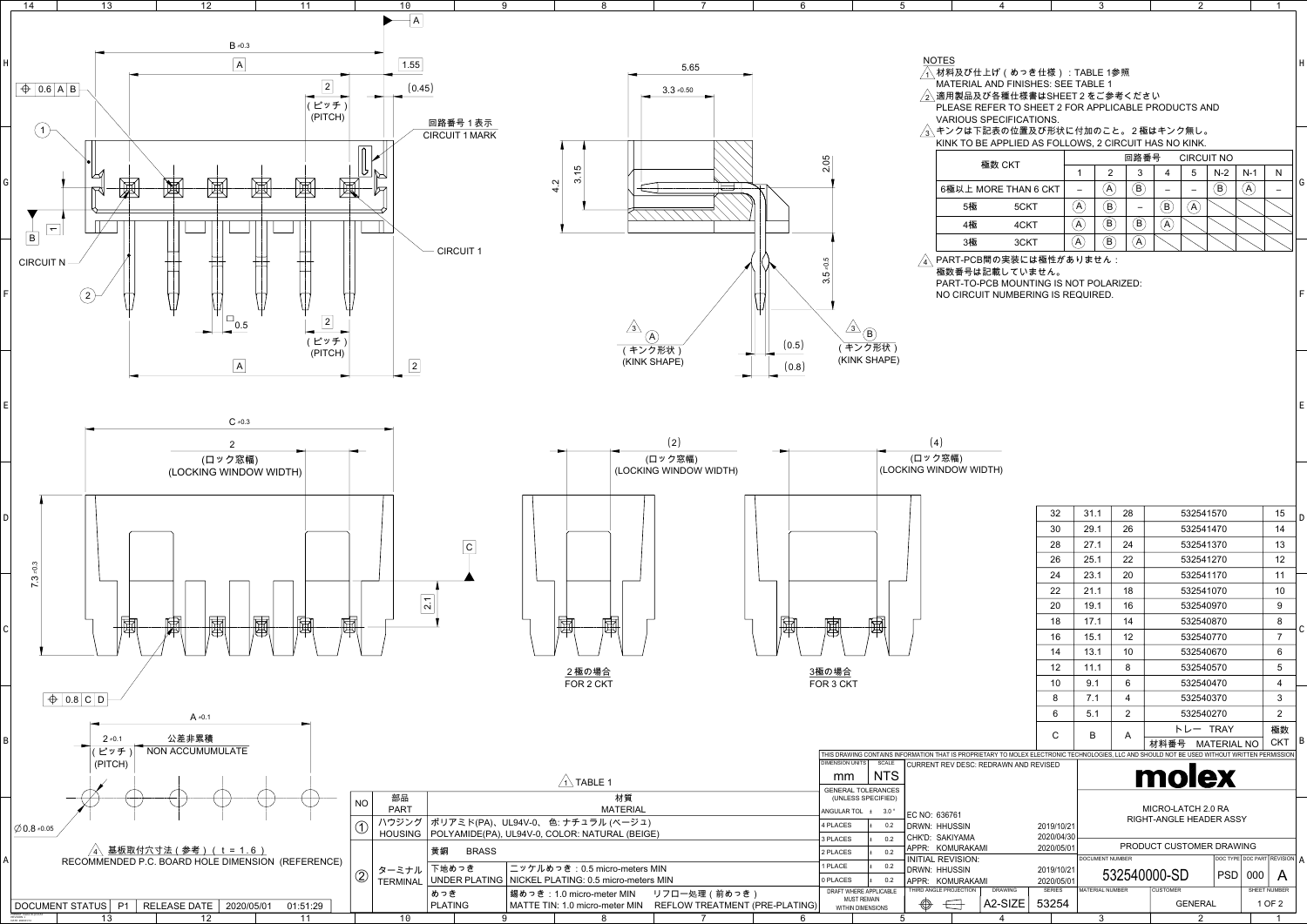## NOTES

1. 材料及び仕上げ（めっき仕様）：TABLE 1参照
   MATERIAL AND FINISHES: SEE TABLE 1
2. 適用製品及び各種仕様書はSHEET 2をご参考ください
   PLEASE REFER TO SHEET 2 FOR APPLICABLE PRODUCTS AND VARIOUS SPECIFICATIONS.
3. キンクは下記表の位置及び形状に付加のこと。2極はキンク無し。
   KINK TO BE APPLIED AS FOLLOWS, 2 CIRCUIT HAS NO KINK.

| 極数 CKT | | 回路番号 CIRCUIT NO | | | | | | | |
|---|---|---|---|---|---|---|---|---|---|
| | | 1 | 2 | 3 | 4 | 5 | N-2 | N-1 | N |
| 6極以上 MORE THAN 6 CKT | | – | A | B | – | – | B | A | – |
| 5極 | 5CKT | A | B | – | B | A | | | |
| 4極 | 4CKT | A | B | B | A | | | | |
| 3極 | 3CKT | A | B | A | | | | | |

4. PART-PCB間の実装には極性がありません：
   極数番号は記載していません。
   PART-TO-PCB MOUNTING IS NOT POLARIZED:
   NO CIRCUIT NUMBERING IS REQUIRED.

B +0.3, A, 1.55, 2 (ピッチ) (PITCH), (0.45), 回路番号1表示 CIRCUIT 1 MARK, CIRCUIT 1, CIRCUIT N, □0.5, ⊕ 0.6 A B

5.65, 3.3 +0.50, 4.2, 3.15, 2.05, 3.5 +0.5, (0.5), (0.8)

3 A（キンク形状）(KINK SHAPE)　3 B（キンク形状）(KINK SHAPE)

C +0.3, 2 (ロック窓幅) (LOCKING WINDOW WIDTH), 7.3 -0.3, 2.1, ⊕ 0.8 C D

(2) (ロック窓幅) (LOCKING WINDOW WIDTH) — 2極の場合 FOR 2 CKT

(4) (ロック窓幅) (LOCKING WINDOW WIDTH) — 3極の場合 FOR 3 CKT

A +0.1, 2 +0.1 (ピッチ) (PITCH), 公差非累積 NON ACCUMUMULATE, ∅0.8 +0.05

4 基板取付穴寸法（参考）（t = 1.6）
RECOMMENDED P.C. BOARD HOLE DIMENSION (REFERENCE)

| C | B | A | トレー TRAY 材料番号 MATERIAL NO | 極数 CKT |
|---|---|---|---|---|
| 32 | 31.1 | 28 | 532541570 | 15 |
| 30 | 29.1 | 26 | 532541470 | 14 |
| 28 | 27.1 | 24 | 532541370 | 13 |
| 26 | 25.1 | 22 | 532541270 | 12 |
| 24 | 23.1 | 20 | 532541170 | 11 |
| 22 | 21.1 | 18 | 532541070 | 10 |
| 20 | 19.1 | 16 | 532540970 | 9 |
| 18 | 17.1 | 14 | 532540870 | 8 |
| 16 | 15.1 | 12 | 532540770 | 7 |
| 14 | 13.1 | 10 | 532540670 | 6 |
| 12 | 11.1 | 8 | 532540570 | 5 |
| 10 | 9.1 | 6 | 532540470 | 4 |
| 8 | 7.1 | 4 | 532540370 | 3 |
| 6 | 5.1 | 2 | 532540270 | 2 |

### TABLE 1

| NO | 部品 PART | 材質 MATERIAL | |
|---|---|---|---|
| 1 | ハウジング HOUSING | ポリアミド(PA)、UL94V-0、色: ナチュラル (ベージュ) POLYAMIDE(PA), UL94V-0, COLOR: NATURAL (BEIGE) | |
| 2 | ターミナル TERMINAL | 黄銅 BRASS | |
| | | 下地めっき UNDER PLATING | ニッケルめっき：0.5 micro-meters MIN NICKEL PLATING: 0.5 micro-meters MIN |
| | | めっき PLATING | 錫めっき：1.0 micro-meter MIN　リフロー処理（前めっき） MATTE TIN: 1.0 micro-meter MIN　REFLOW TREATMENT (PRE-PLATING) |

THIS DRAWING CONTAINS INFORMATION THAT IS PROPRIETARY TO MOLEX ELECTRONIC TECHNOLOGIES, LLC AND SHOULD NOT BE USED WITHOUT WRITTEN PERMISSION

| DIMENSION UNITS | SCALE |
|---|---|
| mm | NTS |

GENERAL TOLERANCES (UNLESS SPECIFIED)

| | |
|---|---|
| ANGULAR TOL | ± 3.0° |
| 4 PLACES | ± 0.2 |
| 3 PLACES | ± 0.2 |
| 2 PLACES | ± 0.2 |
| 1 PLACE | ± 0.2 |
| 0 PLACES | ± 0.2 |

DRAFT WHERE APPLICABLE MUST REMAIN WITHIN DIMENSIONS

CURRENT REV DESC: REDRAWN AND REVISED

| | |
|---|---|
| EC NO: 636761 | |
| DRWN: HHUSSIN | 2019/10/21 |
| CHK'D: SAKIYAMA | 2020/04/30 |
| APPR: KOMURAKAMI | 2020/05/01 |
| INITIAL REVISION: | |
| DRWN: HHUSSIN | 2019/10/21 |
| APPR: KOMURAKAMI | 2020/05/01 |

THIRD ANGLE PROJECTION — DRAWING: A2-SIZE — SERIES: 53254

molex

MICRO-LATCH 2.0 RA RIGHT-ANGLE HEADER ASSY

PRODUCT CUSTOMER DRAWING

| DOCUMENT NUMBER | DOC TYPE | DOC PART | REVISION |
|---|---|---|---|
| 532540000-SD | PSD | 000 | A |

MATERIAL NUMBER: — CUSTOMER: GENERAL — SHEET NUMBER: 1 OF 2

DOCUMENT STATUS: P1 — RELEASE DATE: 2020/05/01 01:51:29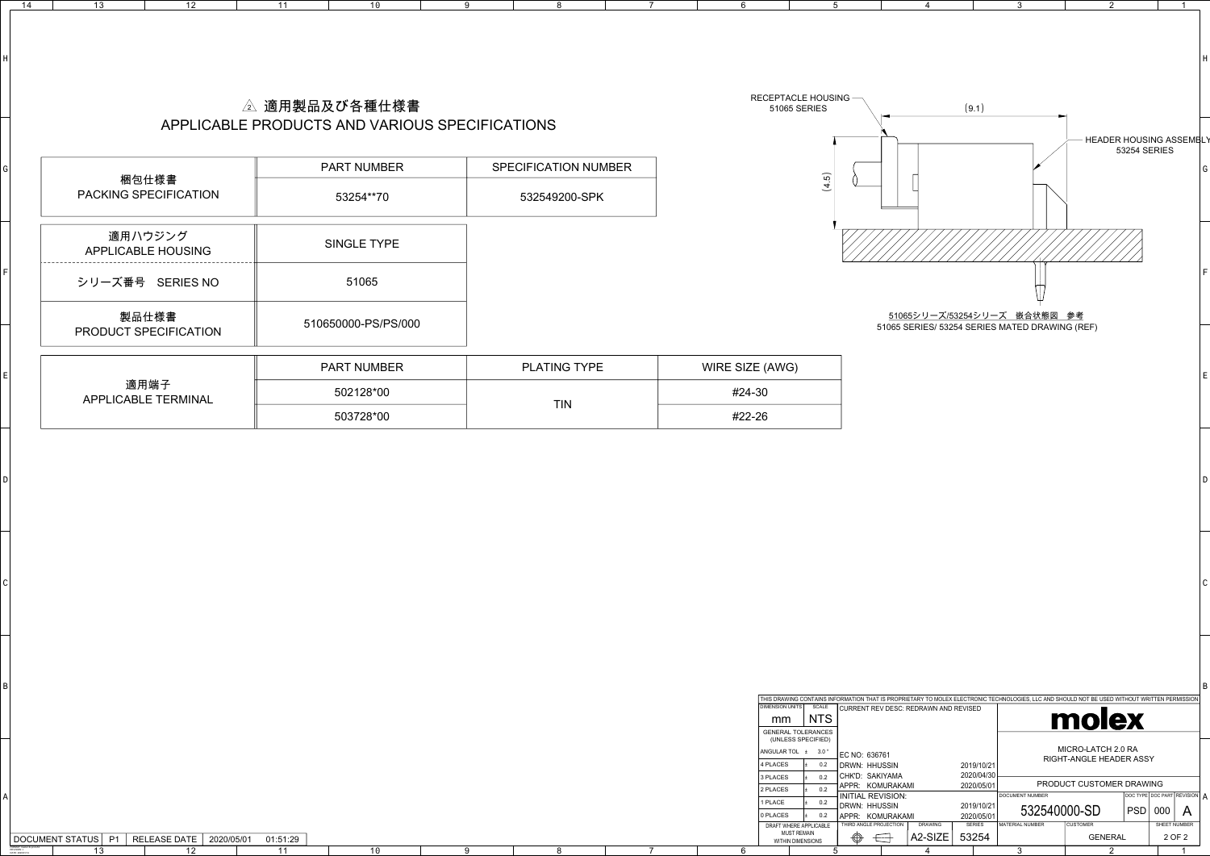# ⚠2 適用製品及び各種仕様書
## APPLICABLE PRODUCTS AND VARIOUS SPECIFICATIONS

| | PART NUMBER | SPECIFICATION NUMBER |
|---|---|---|
| 梱包仕様書<br>PACKING SPECIFICATION | 53254**70 | 532549200-SPK |

| | |
|---|---|
| 適用ハウジング<br>APPLICABLE HOUSING | SINGLE TYPE |
| シリーズ番号 SERIES NO | 51065 |
| 製品仕様書<br>PRODUCT SPECIFICATION | 510650000-PS/PS/000 |

| | PART NUMBER | PLATING TYPE | WIRE SIZE (AWG) |
|---|---|---|---|
| 適用端子<br>APPLICABLE TERMINAL | 502128*00 | TIN | #24-30 |
| | 503728*00 | | #22-26 |

RECEPTACLE HOUSING
51065 SERIES

(9.1)

(4.5)

HEADER HOUSING ASSEMBLY
53254 SERIES

51065シリーズ/53254シリーズ 嵌合状態図 参考
51065 SERIES/ 53254 SERIES MATED DRAWING (REF)

THIS DRAWING CONTAINS INFORMATION THAT IS PROPRIETARY TO MOLEX ELECTRONIC TECHNOLOGIES, LLC AND SHOULD NOT BE USED WITHOUT WRITTEN PERMISSION

| | |
|---|---|
| DIMENSION UNITS | mm |
| SCALE | NTS |
| GENERAL TOLERANCES (UNLESS SPECIFIED) | |
| ANGULAR TOL | ± 3.0° |
| 4 PLACES | ± 0.2 |
| 3 PLACES | ± 0.2 |
| 2 PLACES | ± 0.2 |
| 1 PLACE | ± 0.2 |
| 0 PLACES | ± 0.2 |

DRAFT WHERE APPLICABLE MUST REMAIN WITHIN DIMENSIONS

CURRENT REV DESC: REDRAWN AND REVISED

EC NO: 636761
DRWN: HHUSSIN 2019/10/21
CHK'D: SAKIYAMA 2020/04/30
APPR: KOMURAKAMI 2020/05/01

INITIAL REVISION:
DRWN: HHUSSIN 2019/10/21
APPR: KOMURAKAMI 2020/05/01

THIRD ANGLE PROJECTION | DRAWING: A2-SIZE | SERIES: 53254

molex

MICRO-LATCH 2.0 RA
RIGHT-ANGLE HEADER ASSY

PRODUCT CUSTOMER DRAWING

DOCUMENT NUMBER: 532540000-SD | DOC TYPE: PSD | DOC PART: 000 | REVISION: A

MATERIAL NUMBER | CUSTOMER: GENERAL | SHEET NUMBER: 2 OF 2

DOCUMENT STATUS P1 | RELEASE DATE 2020/05/01 01:51:29